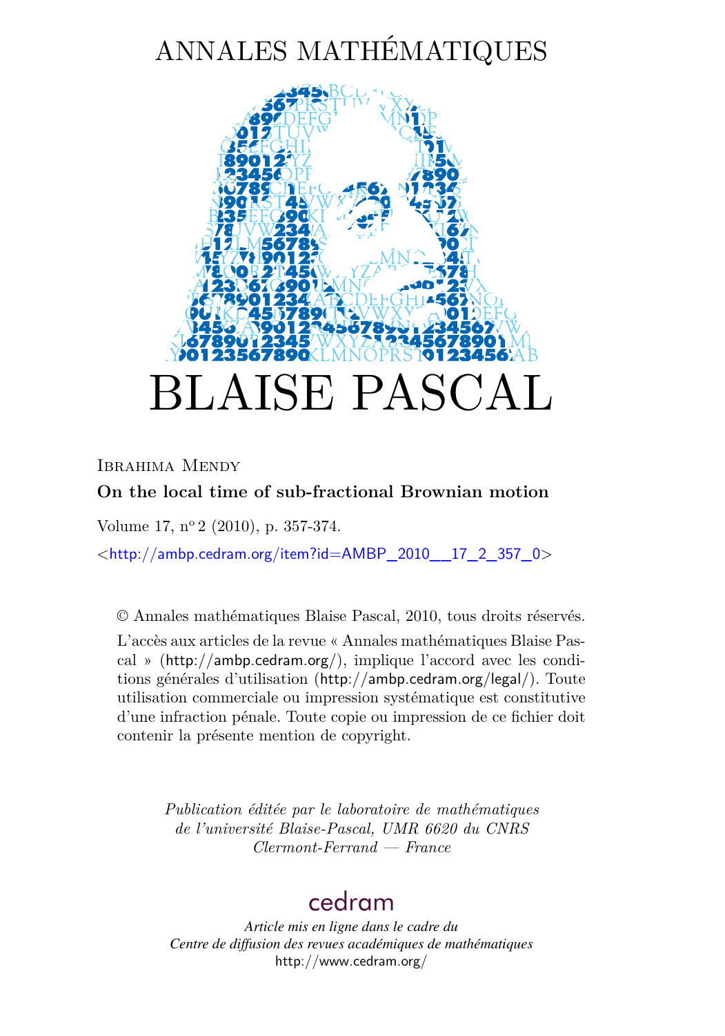# ANNALES MATHÉMATIQUES

# BLAISE PASCAL

Ibrahima Mendy

**On the local time of sub-fractional Brownian motion**

Volume 17, n° 2 (2010), p. 357-374.

<http://ambp.cedram.org/item?id=AMBP_2010__17_2_357_0>

© Annales mathématiques Blaise Pascal, 2010, tous droits réservés.

L'accès aux articles de la revue « Annales mathématiques Blaise Pascal » (http://ambp.cedram.org/), implique l'accord avec les conditions générales d'utilisation (http://ambp.cedram.org/legal/). Toute utilisation commerciale ou impression systématique est constitutive d'une infraction pénale. Toute copie ou impression de ce fichier doit contenir la présente mention de copyright.

*Publication éditée par le laboratoire de mathématiques de l'université Blaise-Pascal, UMR 6620 du CNRS Clermont-Ferrand — France*

cedram

*Article mis en ligne dans le cadre du Centre de diffusion des revues académiques de mathématiques*
http://www.cedram.org/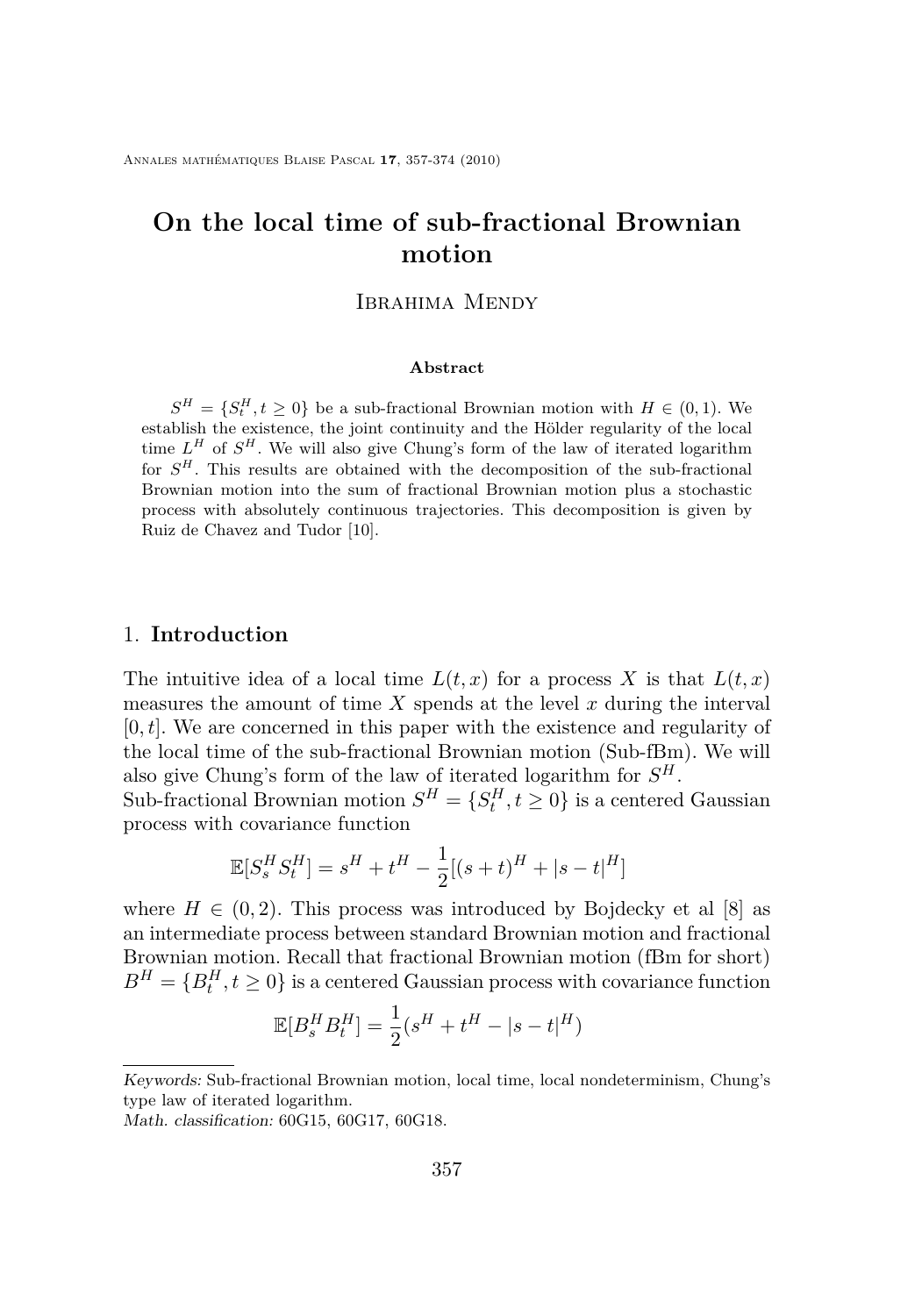# On the local time of sub-fractional Brownian motion

Ibrahima Mendy

**Abstract**

$S^H = \{S^H_t, t \geq 0\}$ be a sub-fractional Brownian motion with $H \in (0,1)$. We establish the existence, the joint continuity and the Hölder regularity of the local time $L^H$ of $S^H$. We will also give Chung's form of the law of iterated logarithm for $S^H$. This results are obtained with the decomposition of the sub-fractional Brownian motion into the sum of fractional Brownian motion plus a stochastic process with absolutely continuous trajectories. This decomposition is given by Ruiz de Chavez and Tudor [10].

## 1. **Introduction**

The intuitive idea of a local time $L(t,x)$ for a process $X$ is that $L(t,x)$ measures the amount of time $X$ spends at the level $x$ during the interval $[0,t]$. We are concerned in this paper with the existence and regularity of the local time of the sub-fractional Brownian motion (Sub-fBm). We will also give Chung's form of the law of iterated logarithm for $S^H$.

Sub-fractional Brownian motion $S^H = \{S^H_t, t \geq 0\}$ is a centered Gaussian process with covariance function

$$\mathbb{E}[S^H_s S^H_t] = s^H + t^H - \frac{1}{2}[(s+t)^H + |s-t|^H]$$

where $H \in (0,2)$. This process was introduced by Bojdecky et al [8] as an intermediate process between standard Brownian motion and fractional Brownian motion. Recall that fractional Brownian motion (fBm for short) $B^H = \{B^H_t, t \geq 0\}$ is a centered Gaussian process with covariance function

$$\mathbb{E}[B^H_s B^H_t] = \frac{1}{2}(s^H + t^H - |s-t|^H)$$

*Keywords:* Sub-fractional Brownian motion, local time, local nondeterminism, Chung's type law of iterated logarithm.

*Math. classification:* 60G15, 60G17, 60G18.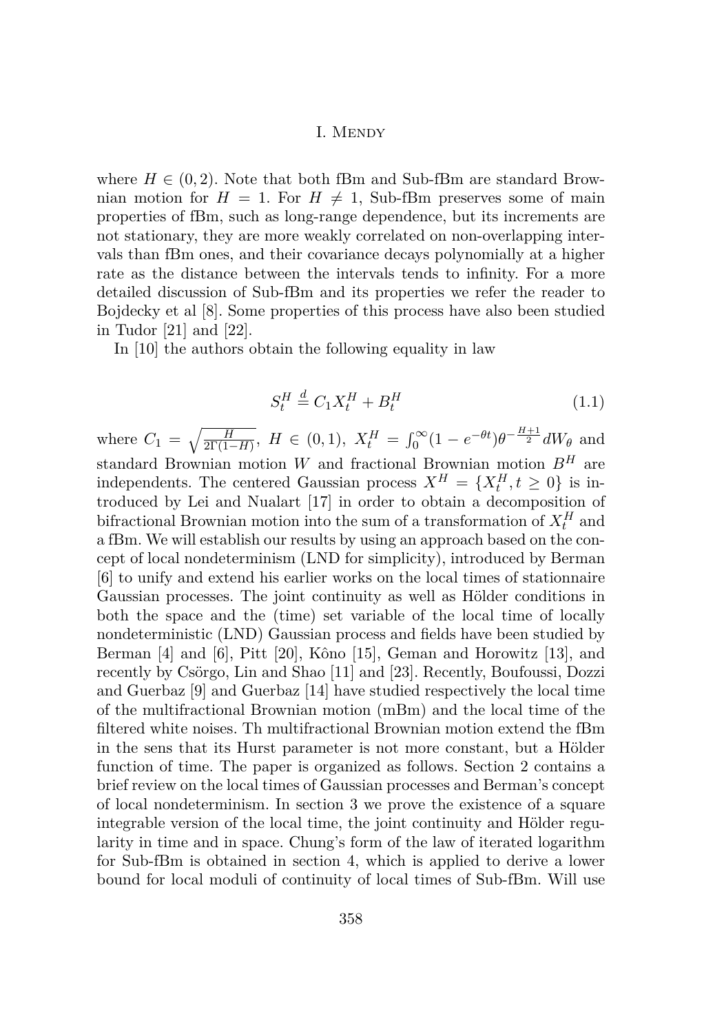where $H \in (0, 2)$. Note that both fBm and Sub-fBm are standard Brownian motion for $H = 1$. For $H \neq 1$, Sub-fBm preserves some of main properties of fBm, such as long-range dependence, but its increments are not stationary, they are more weakly correlated on non-overlapping intervals than fBm ones, and their covariance decays polynomially at a higher rate as the distance between the intervals tends to infinity. For a more detailed discussion of Sub-fBm and its properties we refer the reader to Bojdecky et al [8]. Some properties of this process have also been studied in Tudor [21] and [22].

In [10] the authors obtain the following equality in law

$$S_t^H \stackrel{d}{=} C_1 X_t^H + B_t^H \tag{1.1}$$

where $C_1 = \sqrt{\frac{H}{2\Gamma(1-H)}}$, $H \in (0, 1)$, $X_t^H = \int_0^\infty (1 - e^{-\theta t}) \theta^{-\frac{H+1}{2}} dW_\theta$ and standard Brownian motion $W$ and fractional Brownian motion $B^H$ are independents. The centered Gaussian process $X^H = \{X_t^H, t \geq 0\}$ is introduced by Lei and Nualart [17] in order to obtain a decomposition of bifractional Brownian motion into the sum of a transformation of $X_t^H$ and a fBm. We will establish our results by using an approach based on the concept of local nondeterminism (LND for simplicity), introduced by Berman [6] to unify and extend his earlier works on the local times of stationnaire Gaussian processes. The joint continuity as well as Hölder conditions in both the space and the (time) set variable of the local time of locally nondeterministic (LND) Gaussian process and fields have been studied by Berman [4] and [6], Pitt [20], Kôno [15], Geman and Horowitz [13], and recently by Csörgo, Lin and Shao [11] and [23]. Recently, Boufoussi, Dozzi and Guerbaz [9] and Guerbaz [14] have studied respectively the local time of the multifractional Brownian motion (mBm) and the local time of the filtered white noises. Th multifractional Brownian motion extend the fBm in the sens that its Hurst parameter is not more constant, but a Hölder function of time. The paper is organized as follows. Section 2 contains a brief review on the local times of Gaussian processes and Berman's concept of local nondeterminism. In section 3 we prove the existence of a square integrable version of the local time, the joint continuity and Hölder regularity in time and in space. Chung's form of the law of iterated logarithm for Sub-fBm is obtained in section 4, which is applied to derive a lower bound for local moduli of continuity of local times of Sub-fBm. Will use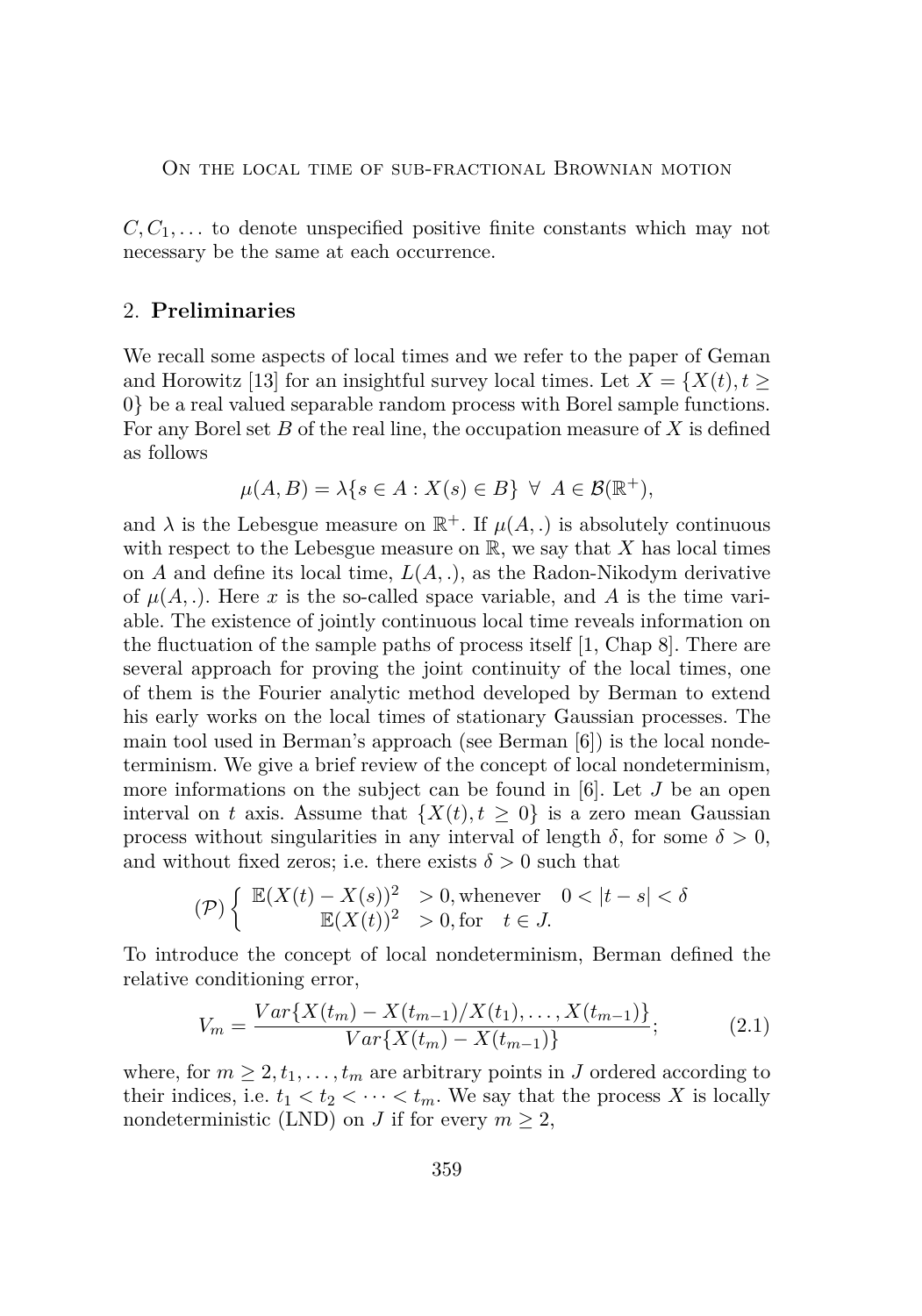$C, C_1, \ldots$ to denote unspecified positive finite constants which may not necessary be the same at each occurrence.

## 2. **Preliminaries**

We recall some aspects of local times and we refer to the paper of Geman and Horowitz [13] for an insightful survey local times. Let $X = \{X(t), t \geq 0\}$ be a real valued separable random process with Borel sample functions. For any Borel set $B$ of the real line, the occupation measure of $X$ is defined as follows

$$\mu(A, B) = \lambda\{s \in A : X(s) \in B\} \ \forall \ A \in \mathcal{B}(\mathbb{R}^+),$$

and $\lambda$ is the Lebesgue measure on $\mathbb{R}^+$. If $\mu(A, .)$ is absolutely continuous with respect to the Lebesgue measure on $\mathbb{R}$, we say that $X$ has local times on $A$ and define its local time, $L(A, .)$, as the Radon-Nikodym derivative of $\mu(A, .)$. Here $x$ is the so-called space variable, and $A$ is the time variable. The existence of jointly continuous local time reveals information on the fluctuation of the sample paths of process itself [1, Chap 8]. There are several approach for proving the joint continuity of the local times, one of them is the Fourier analytic method developed by Berman to extend his early works on the local times of stationary Gaussian processes. The main tool used in Berman's approach (see Berman [6]) is the local nondeterminism. We give a brief review of the concept of local nondeterminism, more informations on the subject can be found in [6]. Let $J$ be an open interval on $t$ axis. Assume that $\{X(t), t \geq 0\}$ is a zero mean Gaussian process without singularities in any interval of length $\delta$, for some $\delta > 0$, and without fixed zeros; i.e. there exists $\delta > 0$ such that

$$(\mathcal{P}) \left\{ \begin{array}{ll} \mathbb{E}(X(t) - X(s))^2 & > 0, \text{whenever} \quad 0 < |t - s| < \delta \\ \mathbb{E}(X(t))^2 & > 0, \text{for} \quad t \in J. \end{array} \right.$$

To introduce the concept of local nondeterminism, Berman defined the relative conditioning error,

$$V_m = \frac{Var\{X(t_m) - X(t_{m-1})/X(t_1), \ldots, X(t_{m-1})\}}{Var\{X(t_m) - X(t_{m-1})\}}; \tag{2.1}$$

where, for $m \geq 2, t_1, \ldots, t_m$ are arbitrary points in $J$ ordered according to their indices, i.e. $t_1 < t_2 < \cdots < t_m$. We say that the process $X$ is locally nondeterministic (LND) on $J$ if for every $m \geq 2$,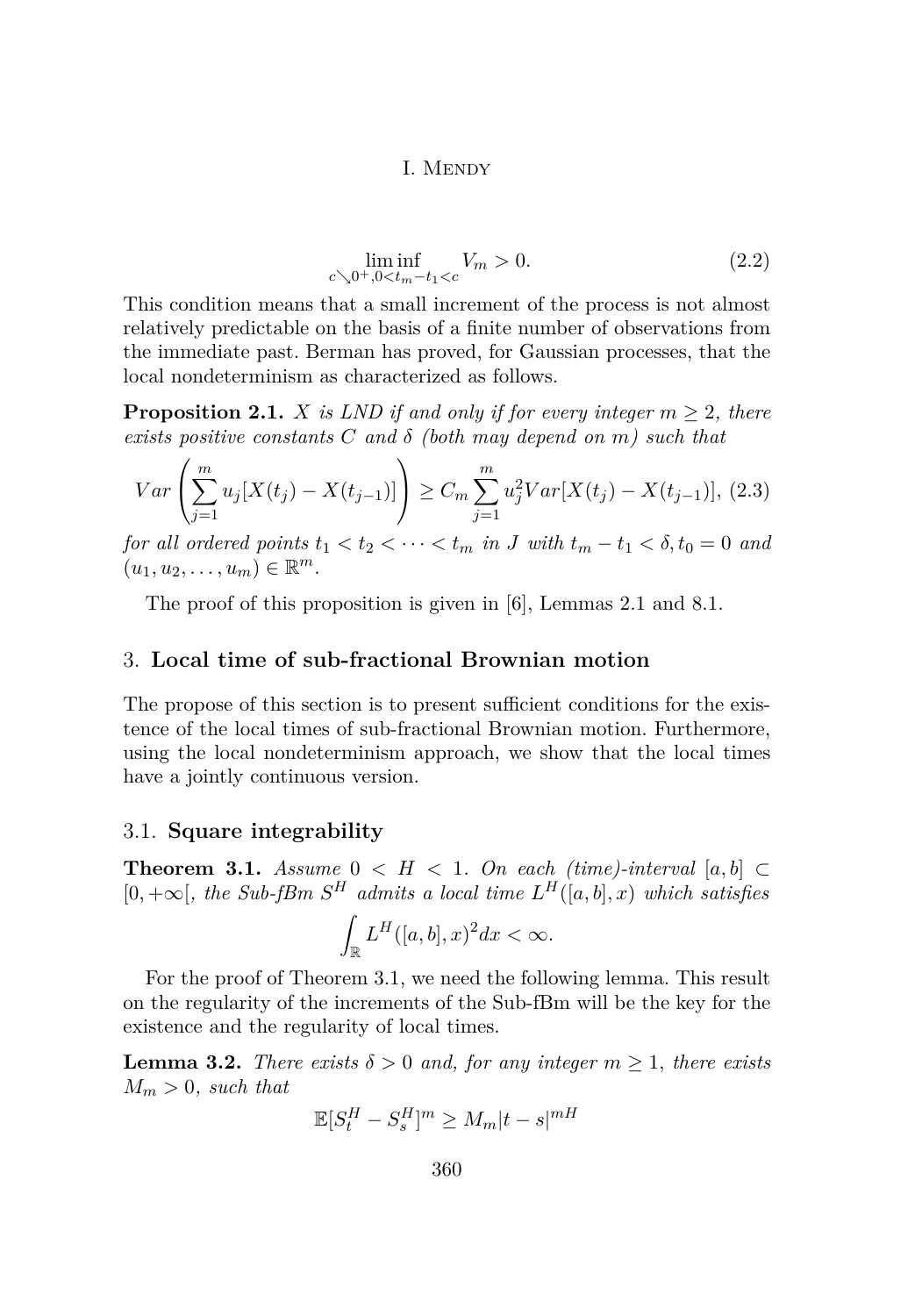$$\liminf_{c \searrow 0^+, 0 < t_m - t_1 < c} V_m > 0. \tag{2.2}$$

This condition means that a small increment of the process is not almost relatively predictable on the basis of a finite number of observations from the immediate past. Berman has proved, for Gaussian processes, that the local nondeterminism as characterized as follows.

**Proposition 2.1.** *$X$ is LND if and only if for every integer $m \geq 2$, there exists positive constants $C$ and $\delta$ (both may depend on $m$) such that*

$$Var\left(\sum_{j=1}^{m} u_j [X(t_j) - X(t_{j-1})]\right) \geq C_m \sum_{j=1}^{m} u_j^2 Var[X(t_j) - X(t_{j-1})], \tag{2.3}$$

*for all ordered points $t_1 < t_2 < \cdots < t_m$ in $J$ with $t_m - t_1 < \delta, t_0 = 0$ and $(u_1, u_2, \ldots, u_m) \in \mathbb{R}^m$.*

The proof of this proposition is given in [6], Lemmas 2.1 and 8.1.

## 3. Local time of sub-fractional Brownian motion

The propose of this section is to present sufficient conditions for the existence of the local times of sub-fractional Brownian motion. Furthermore, using the local nondeterminism approach, we show that the local times have a jointly continuous version.

### 3.1. Square integrability

**Theorem 3.1.** *Assume $0 < H < 1$. On each (time)-interval $[a, b] \subset [0, +\infty[$, the Sub-fBm $S^H$ admits a local time $L^H([a, b], x)$ which satisfies*

$$\int_{\mathbb{R}} L^H([a, b], x)^2 dx < \infty.$$

For the proof of Theorem 3.1, we need the following lemma. This result on the regularity of the increments of the Sub-fBm will be the key for the existence and the regularity of local times.

**Lemma 3.2.** *There exists $\delta > 0$ and, for any integer $m \geq 1$, there exists $M_m > 0$, such that*

$$\mathbb{E}[S_t^H - S_s^H]^m \geq M_m |t - s|^{mH}$$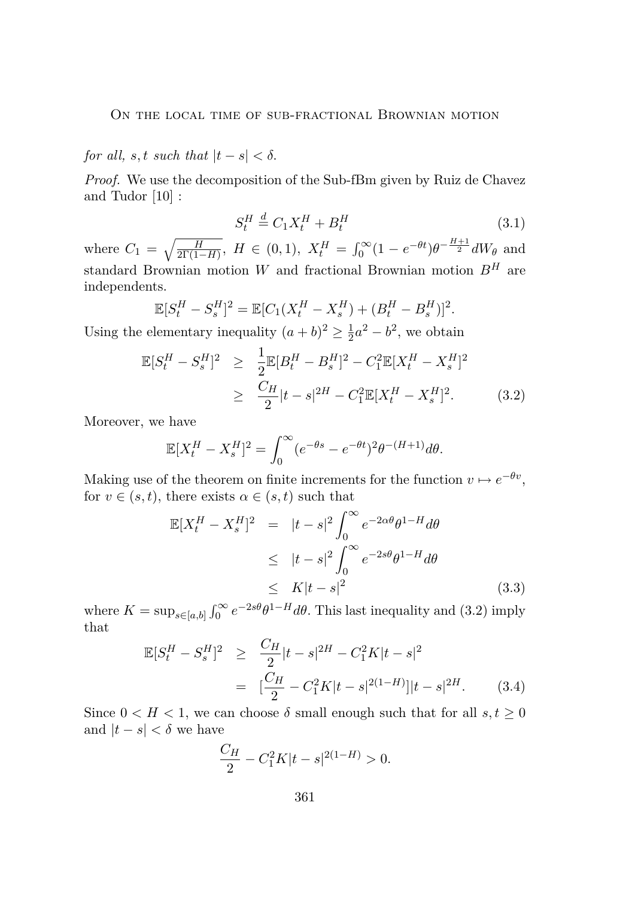*for all, $s, t$ such that $|t-s| < \delta$.*

*Proof.* We use the decomposition of the Sub-fBm given by Ruiz de Chavez and Tudor [10] :

$$S_t^H \stackrel{d}{=} C_1 X_t^H + B_t^H \tag{3.1}$$

where $C_1 = \sqrt{\frac{H}{2\Gamma(1-H)}}$, $H \in (0,1)$, $X_t^H = \int_0^\infty (1-e^{-\theta t})\theta^{-\frac{H+1}{2}} dW_\theta$ and standard Brownian motion $W$ and fractional Brownian motion $B^H$ are independents.

$$\mathbb{E}[S_t^H - S_s^H]^2 = \mathbb{E}[C_1(X_t^H - X_s^H) + (B_t^H - B_s^H)]^2.$$

Using the elementary inequality $(a+b)^2 \geq \frac{1}{2}a^2 - b^2$, we obtain

$$\begin{aligned}
\mathbb{E}[S_t^H - S_s^H]^2 &\geq \frac{1}{2}\mathbb{E}[B_t^H - B_s^H]^2 - C_1^2 \mathbb{E}[X_t^H - X_s^H]^2 \\
&\geq \frac{C_H}{2}|t-s|^{2H} - C_1^2 \mathbb{E}[X_t^H - X_s^H]^2. \qquad (3.2)
\end{aligned}$$

Moreover, we have

$$\mathbb{E}[X_t^H - X_s^H]^2 = \int_0^\infty (e^{-\theta s} - e^{-\theta t})^2 \theta^{-(H+1)} d\theta.$$

Making use of the theorem on finite increments for the function $v \mapsto e^{-\theta v}$, for $v \in (s,t)$, there exists $\alpha \in (s,t)$ such that

$$\begin{aligned}
\mathbb{E}[X_t^H - X_s^H]^2 &= |t-s|^2 \int_0^\infty e^{-2\alpha\theta}\theta^{1-H} d\theta \\
&\leq |t-s|^2 \int_0^\infty e^{-2s\theta}\theta^{1-H} d\theta \\
&\leq K|t-s|^2 \qquad (3.3)
\end{aligned}$$

where $K = \sup_{s\in[a,b]} \int_0^\infty e^{-2s\theta}\theta^{1-H} d\theta$. This last inequality and (3.2) imply that

$$\begin{aligned}
\mathbb{E}[S_t^H - S_s^H]^2 &\geq \frac{C_H}{2}|t-s|^{2H} - C_1^2 K|t-s|^2 \\
&= [\frac{C_H}{2} - C_1^2 K|t-s|^{2(1-H)}]|t-s|^{2H}. \qquad (3.4)
\end{aligned}$$

Since $0 < H < 1$, we can choose $\delta$ small enough such that for all $s, t \geq 0$ and $|t-s| < \delta$ we have

$$\frac{C_H}{2} - C_1^2 K|t-s|^{2(1-H)} > 0.$$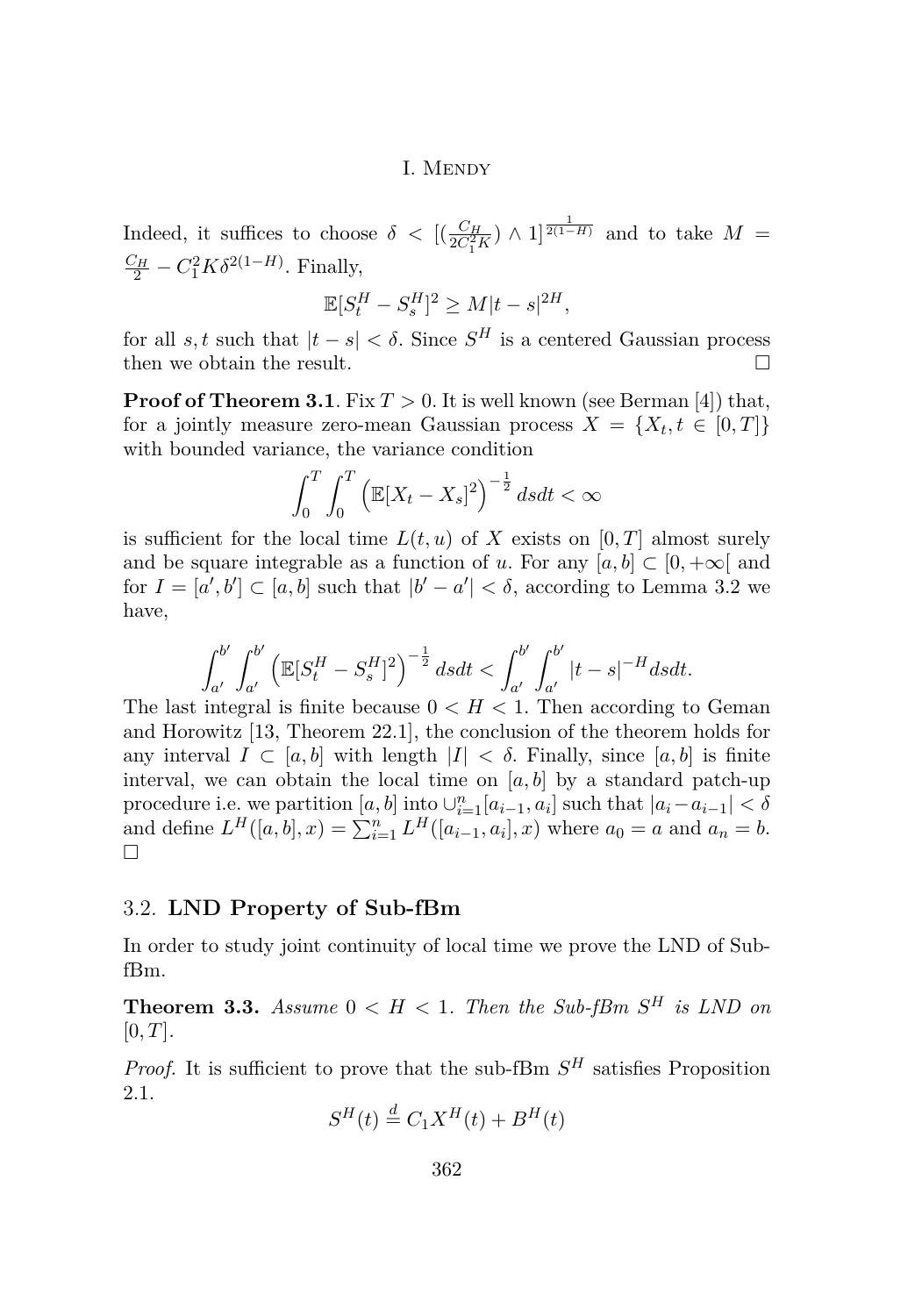Indeed, it suffices to choose $\delta < [(\frac{C_H}{2C_1^2 K}) \wedge 1]^{\frac{1}{2(1-H)}}$ and to take $M = \frac{C_H}{2} - C_1^2 K \delta^{2(1-H)}$. Finally,

$$\mathbb{E}[S_t^H - S_s^H]^2 \geq M|t-s|^{2H},$$

for all $s, t$ such that $|t-s| < \delta$. Since $S^H$ is a centered Gaussian process then we obtain the result. $\square$

**Proof of Theorem 3.1**. Fix $T > 0$. It is well known (see Berman [4]) that, for a jointly measure zero-mean Gaussian process $X = \{X_t, t \in [0,T]\}$ with bounded variance, the variance condition

$$\int_0^T \int_0^T \left(\mathbb{E}[X_t - X_s]^2\right)^{-\frac{1}{2}} dsdt < \infty$$

is sufficient for the local time $L(t,u)$ of $X$ exists on $[0,T]$ almost surely and be square integrable as a function of $u$. For any $[a,b] \subset [0,+\infty[$ and for $I = [a',b'] \subset [a,b]$ such that $|b'-a'| < \delta$, according to Lemma 3.2 we have,

$$\int_{a'}^{b'} \int_{a'}^{b'} \left(\mathbb{E}[S_t^H - S_s^H]^2\right)^{-\frac{1}{2}} dsdt < \int_{a'}^{b'} \int_{a'}^{b'} |t-s|^{-H} dsdt.$$

The last integral is finite because $0 < H < 1$. Then according to Geman and Horowitz [13, Theorem 22.1], the conclusion of the theorem holds for any interval $I \subset [a,b]$ with length $|I| < \delta$. Finally, since $[a,b]$ is finite interval, we can obtain the local time on $[a,b]$ by a standard patch-up procedure i.e. we partition $[a,b]$ into $\cup_{i=1}^n [a_{i-1}, a_i]$ such that $|a_i - a_{i-1}| < \delta$ and define $L^H([a,b],x) = \sum_{i=1}^n L^H([a_{i-1},a_i],x)$ where $a_0 = a$ and $a_n = b$. $\square$

## 3.2. LND Property of Sub-fBm

In order to study joint continuity of local time we prove the LND of Sub-fBm.

**Theorem 3.3.** *Assume $0 < H < 1$. Then the Sub-fBm $S^H$ is LND on $[0,T]$.*

*Proof.* It is sufficient to prove that the sub-fBm $S^H$ satisfies Proposition 2.1.

$$S^H(t) \stackrel{d}{=} C_1 X^H(t) + B^H(t)$$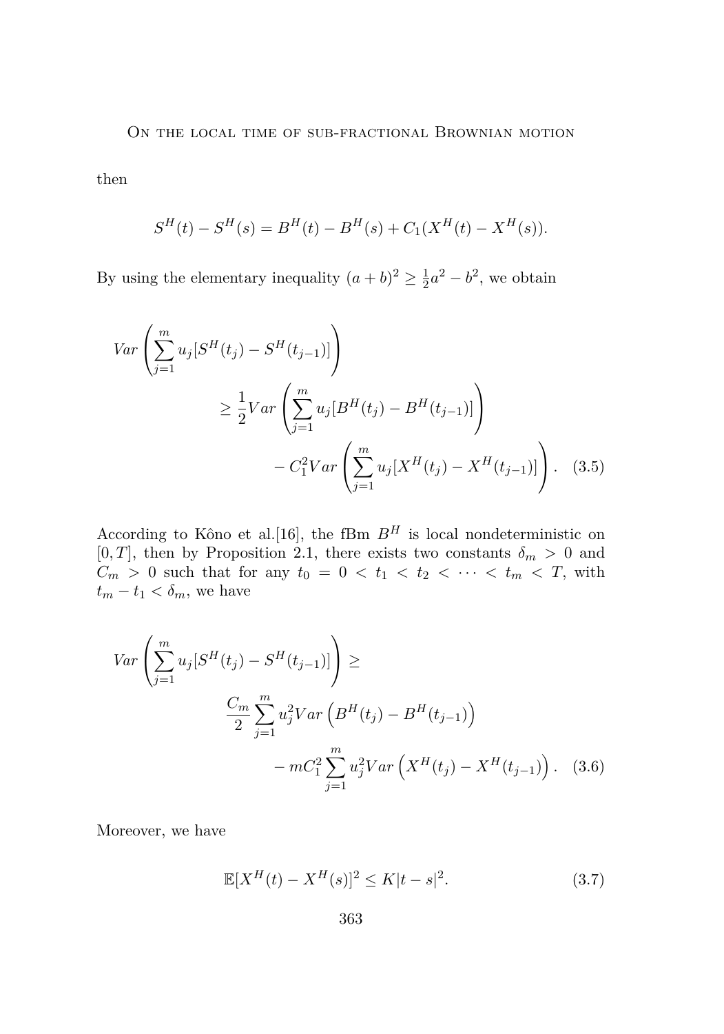then

$$S^H(t) - S^H(s) = B^H(t) - B^H(s) + C_1(X^H(t) - X^H(s)).$$

By using the elementary inequality $(a+b)^2 \geq \frac{1}{2}a^2 - b^2$, we obtain

$$\begin{aligned} Var\left(\sum_{j=1}^{m} u_j[S^H(t_j) - S^H(t_{j-1})]\right) \\ \geq \frac{1}{2} Var\left(\sum_{j=1}^{m} u_j[B^H(t_j) - B^H(t_{j-1})]\right) \\ - C_1^2 Var\left(\sum_{j=1}^{m} u_j[X^H(t_j) - X^H(t_{j-1})]\right). \end{aligned} \quad (3.5)$$

According to Kôno et al.[16], the fBm $B^H$ is local nondeterministic on $[0,T]$, then by Proposition 2.1, there exists two constants $\delta_m > 0$ and $C_m > 0$ such that for any $t_0 = 0 < t_1 < t_2 < \cdots < t_m < T$, with $t_m - t_1 < \delta_m$, we have

$$\begin{aligned} Var\left(\sum_{j=1}^{m} u_j[S^H(t_j) - S^H(t_{j-1})]\right) \geq \\ \frac{C_m}{2}\sum_{j=1}^{m} u_j^2 Var\left(B^H(t_j) - B^H(t_{j-1})\right) \\ - mC_1^2 \sum_{j=1}^{m} u_j^2 Var\left(X^H(t_j) - X^H(t_{j-1})\right). \end{aligned} \quad (3.6)$$

Moreover, we have

$$\mathbb{E}[X^H(t) - X^H(s)]^2 \leq K|t-s|^2. \quad (3.7)$$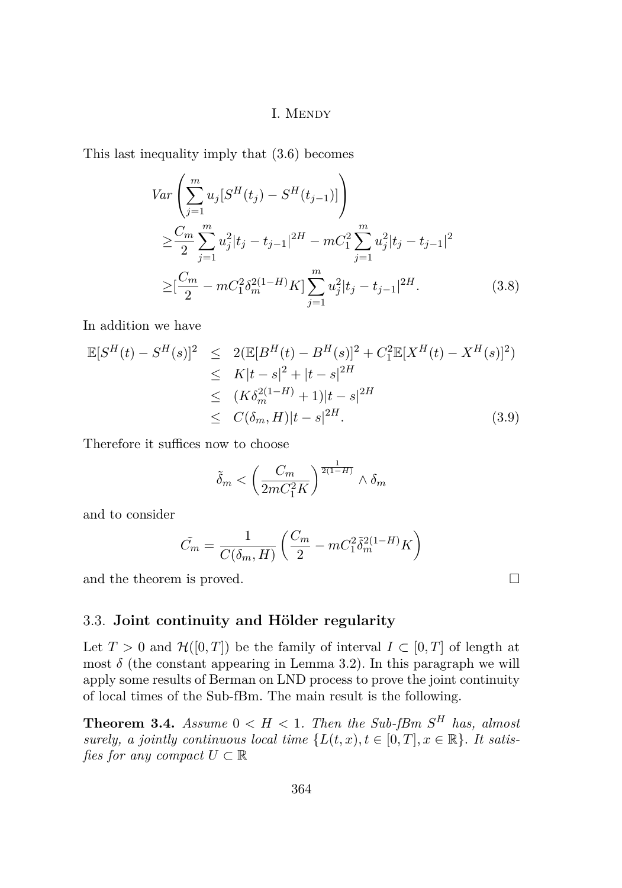This last inequality imply that (3.6) becomes

$$
\begin{aligned}
&Var\left(\sum_{j=1}^{m} u_j[S^H(t_j) - S^H(t_{j-1})]\right)\\
\geq &\frac{C_m}{2}\sum_{j=1}^{m} u_j^2|t_j - t_{j-1}|^{2H} - mC_1^2\sum_{j=1}^{m} u_j^2|t_j - t_{j-1}|^2\\
\geq &[\frac{C_m}{2} - mC_1^2\delta_m^{2(1-H)}K]\sum_{j=1}^{m} u_j^2|t_j - t_{j-1}|^{2H}. \qquad (3.8)
\end{aligned}
$$

In addition we have

$$
\begin{aligned}
\mathbb{E}[S^H(t) - S^H(s)]^2 &\leq 2(\mathbb{E}[B^H(t) - B^H(s)]^2 + C_1^2\mathbb{E}[X^H(t) - X^H(s)]^2)\\
&\leq K|t-s|^2 + |t-s|^{2H}\\
&\leq (K\delta_m^{2(1-H)} + 1)|t-s|^{2H}\\
&\leq C(\delta_m, H)|t-s|^{2H}. \qquad (3.9)
\end{aligned}
$$

Therefore it suffices now to choose

$$
\tilde{\delta}_m < \left(\frac{C_m}{2mC_1^2K}\right)^{\frac{1}{2(1-H)}} \wedge \delta_m
$$

and to consider

$$
\tilde{C_m} = \frac{1}{C(\delta_m, H)}\left(\frac{C_m}{2} - mC_1^2\tilde{\delta}_m^{2(1-H)}K\right)
$$

and the theorem is proved. □

### 3.3. **Joint continuity and Hölder regularity**

Let $T > 0$ and $\mathcal{H}([0,T])$ be the family of interval $I \subset [0,T]$ of length at most $\delta$ (the constant appearing in Lemma 3.2). In this paragraph we will apply some results of Berman on LND process to prove the joint continuity of local times of the Sub-fBm. The main result is the following.

**Theorem 3.4.** *Assume $0 < H < 1$. Then the Sub-fBm $S^H$ has, almost surely, a jointly continuous local time $\{L(t,x), t \in [0,T], x \in \mathbb{R}\}$. It satisfies for any compact $U \subset \mathbb{R}$*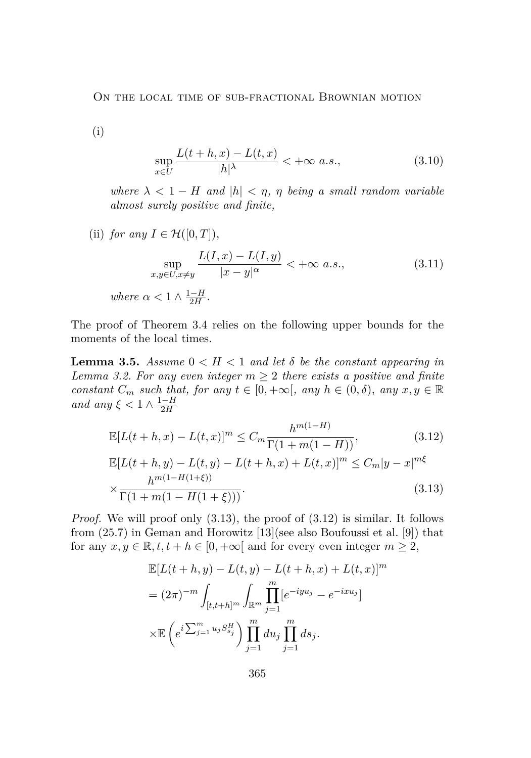(i)

$$\sup_{x\in U} \frac{L(t+h,x)-L(t,x)}{|h|^{\lambda}} < +\infty \ a.s., \tag{3.10}$$

*where* $\lambda < 1-H$ *and* $|h| < \eta$, $\eta$ *being a small random variable almost surely positive and finite,*

(ii) *for any* $I \in \mathcal{H}([0,T])$,

$$\sup_{x,y\in U, x\neq y} \frac{L(I,x)-L(I,y)}{|x-y|^{\alpha}} < +\infty \ a.s., \tag{3.11}$$

*where* $\alpha < 1 \wedge \frac{1-H}{2H}$.

The proof of Theorem 3.4 relies on the following upper bounds for the moments of the local times.

**Lemma 3.5.** *Assume* $0 < H < 1$ *and let* $\delta$ *be the constant appearing in Lemma 3.2. For any even integer* $m \geq 2$ *there exists a positive and finite constant* $C_m$ *such that, for any* $t \in [0, +\infty[$, *any* $h \in (0, \delta)$, *any* $x, y \in \mathbb{R}$ *and any* $\xi < 1 \wedge \frac{1-H}{2H}$

$$\mathbb{E}[L(t+h,x)-L(t,x)]^m \leq C_m \frac{h^{m(1-H)}}{\Gamma(1+m(1-H))}, \tag{3.12}$$

$$\mathbb{E}[L(t+h,y)-L(t,y)-L(t+h,x)+L(t,x)]^m \leq C_m |y-x|^{m\xi} \times \frac{h^{m(1-H(1+\xi))}}{\Gamma(1+m(1-H(1+\xi)))}. \tag{3.13}$$

*Proof.* We will proof only (3.13), the proof of (3.12) is similar. It follows from (25.7) in Geman and Horowitz [13](see also Boufoussi et al. [9]) that for any $x, y \in \mathbb{R}, t, t+h \in [0, +\infty[$ and for every even integer $m \geq 2$,

$$\begin{aligned}
&\mathbb{E}[L(t+h,y)-L(t,y)-L(t+h,x)+L(t,x)]^m \\
&= (2\pi)^{-m} \int_{[t,t+h]^m} \int_{\mathbb{R}^m} \prod_{j=1}^{m} [e^{-iyu_j} - e^{-ixu_j}] \\
&\times \mathbb{E}\left(e^{i\sum_{j=1}^m u_j S_{s_j}^H}\right) \prod_{j=1}^{m} du_j \prod_{j=1}^{m} ds_j.
\end{aligned}$$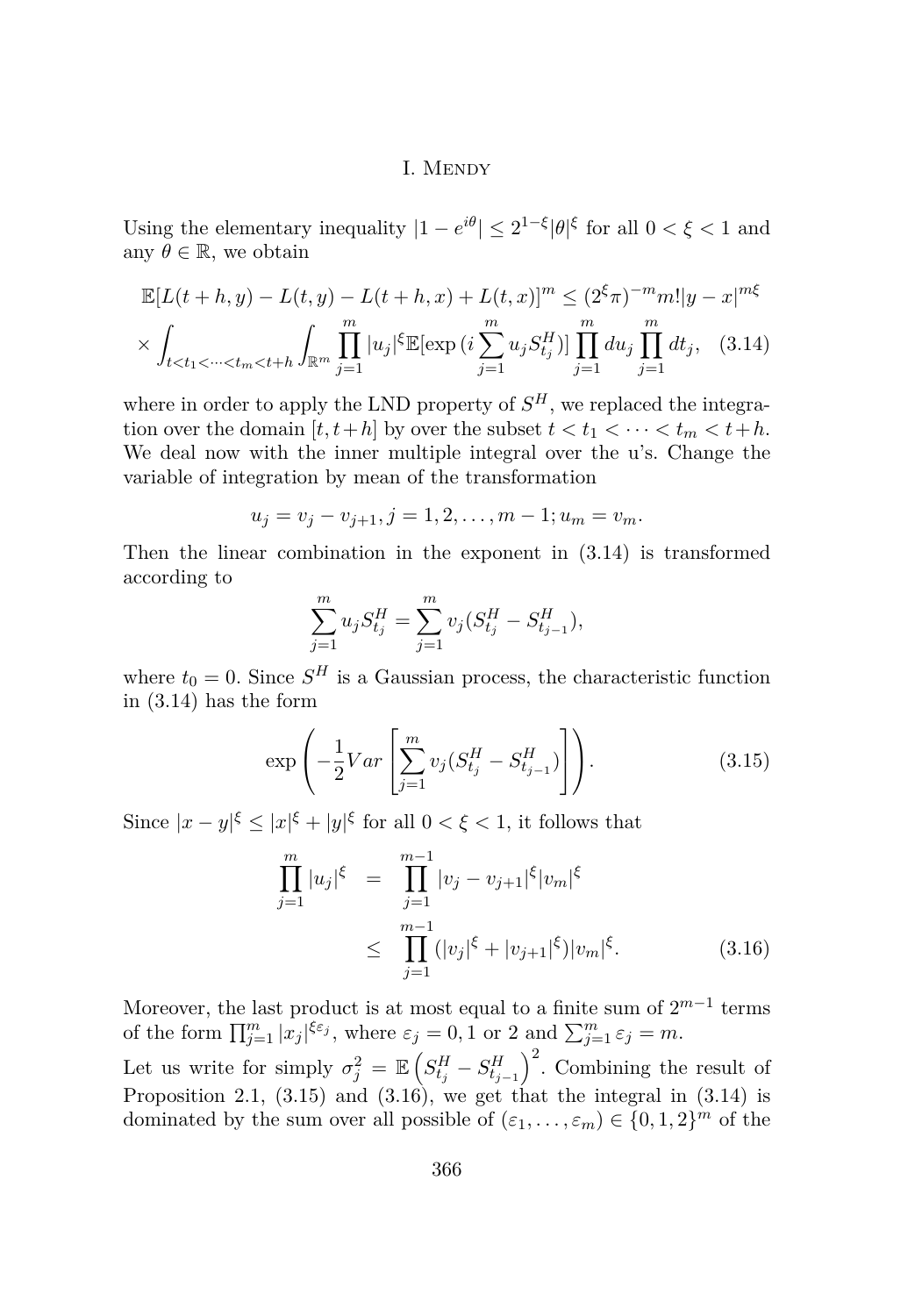Using the elementary inequality $|1 - e^{i\theta}| \leq 2^{1-\xi}|\theta|^\xi$ for all $0 < \xi < 1$ and any $\theta \in \mathbb{R}$, we obtain

$$\mathbb{E}[L(t+h,y) - L(t,y) - L(t+h,x) + L(t,x)]^m \leq (2^\xi \pi)^{-m} m! |y-x|^{m\xi}$$
$$\times \int_{t<t_1<\cdots<t_m<t+h} \int_{\mathbb{R}^m} \prod_{j=1}^m |u_j|^\xi \mathbb{E}[\exp(i\sum_{j=1}^m u_j S_{t_j}^H)] \prod_{j=1}^m du_j \prod_{j=1}^m dt_j, \quad (3.14)$$

where in order to apply the LND property of $S^H$, we replaced the integration over the domain $[t, t+h]$ by over the subset $t < t_1 < \cdots < t_m < t+h$. We deal now with the inner multiple integral over the u's. Change the variable of integration by mean of the transformation

$$u_j = v_j - v_{j+1}, j = 1, 2, \ldots, m-1; u_m = v_m.$$

Then the linear combination in the exponent in (3.14) is transformed according to

$$\sum_{j=1}^m u_j S_{t_j}^H = \sum_{j=1}^m v_j (S_{t_j}^H - S_{t_{j-1}}^H),$$

where $t_0 = 0$. Since $S^H$ is a Gaussian process, the characteristic function in (3.14) has the form

$$\exp\left(-\frac{1}{2} Var\left[\sum_{j=1}^m v_j (S_{t_j}^H - S_{t_{j-1}}^H)\right]\right). \quad (3.15)$$

Since $|x-y|^\xi \leq |x|^\xi + |y|^\xi$ for all $0 < \xi < 1$, it follows that

$$\begin{aligned} \prod_{j=1}^m |u_j|^\xi &= \prod_{j=1}^{m-1} |v_j - v_{j+1}|^\xi |v_m|^\xi \\ &\leq \prod_{j=1}^{m-1} (|v_j|^\xi + |v_{j+1}|^\xi)|v_m|^\xi. \end{aligned} \quad (3.16)$$

Moreover, the last product is at most equal to a finite sum of $2^{m-1}$ terms of the form $\prod_{j=1}^m |x_j|^{\xi\varepsilon_j}$, where $\varepsilon_j = 0, 1$ or $2$ and $\sum_{j=1}^m \varepsilon_j = m$.

Let us write for simply $\sigma_j^2 = \mathbb{E}\left(S_{t_j}^H - S_{t_{j-1}}^H\right)^2$. Combining the result of Proposition 2.1, (3.15) and (3.16), we get that the integral in (3.14) is dominated by the sum over all possible of $(\varepsilon_1, \ldots, \varepsilon_m) \in \{0, 1, 2\}^m$ of the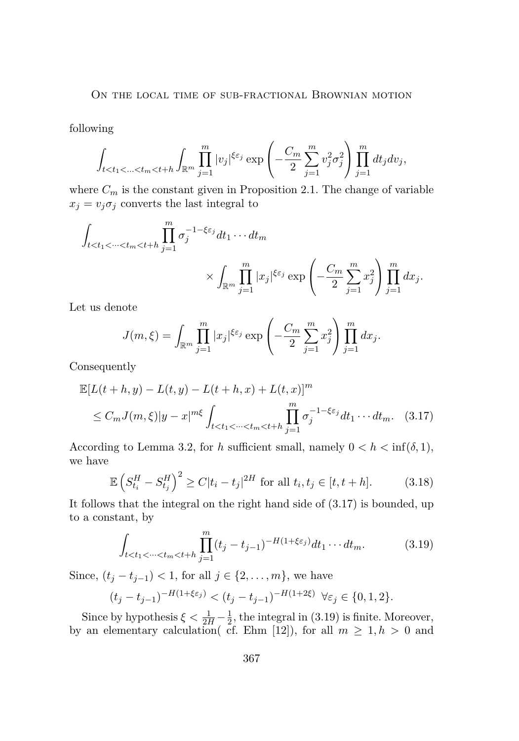following

$$\int_{t<t_1<\ldots<t_m<t+h}\int_{\mathbb{R}^m}\prod_{j=1}^{m}|v_j|^{\xi\varepsilon_j}\exp\left(-\frac{C_m}{2}\sum_{j=1}^{m}v_j^2\sigma_j^2\right)\prod_{j=1}^{m}dt_jdv_j,$$

where $C_m$ is the constant given in Proposition 2.1. The change of variable $x_j = v_j\sigma_j$ converts the last integral to

$$\int_{t<t_1<\cdots<t_m<t+h}\prod_{j=1}^{m}\sigma_j^{-1-\xi\varepsilon_j}dt_1\cdots dt_m \times\int_{\mathbb{R}^m}\prod_{j=1}^{m}|x_j|^{\xi\varepsilon_j}\exp\left(-\frac{C_m}{2}\sum_{j=1}^{m}x_j^2\right)\prod_{j=1}^{m}dx_j.$$

Let us denote

$$J(m,\xi)=\int_{\mathbb{R}^m}\prod_{j=1}^{m}|x_j|^{\xi\varepsilon_j}\exp\left(-\frac{C_m}{2}\sum_{j=1}^{m}x_j^2\right)\prod_{j=1}^{m}dx_j.$$

Consequently

$$\begin{aligned}&\mathbb{E}[L(t+h,y)-L(t,y)-L(t+h,x)+L(t,x)]^m\\&\quad\leq C_mJ(m,\xi)|y-x|^{m\xi}\int_{t<t_1<\cdots<t_m<t+h}\prod_{j=1}^{m}\sigma_j^{-1-\xi\varepsilon_j}dt_1\cdots dt_m.\end{aligned}\tag{3.17}$$

According to Lemma 3.2, for $h$ sufficient small, namely $0<h<\inf(\delta,1)$, we have

$$\mathbb{E}\left(S_{t_i}^H-S_{t_j}^H\right)^2\geq C|t_i-t_j|^{2H}\text{ for all }t_i,t_j\in[t,t+h].\tag{3.18}$$

It follows that the integral on the right hand side of (3.17) is bounded, up to a constant, by

$$\int_{t<t_1<\cdots<t_m<t+h}\prod_{j=1}^{m}(t_j-t_{j-1})^{-H(1+\xi\varepsilon_j)}dt_1\cdots dt_m.\tag{3.19}$$

Since, $(t_j-t_{j-1})<1$, for all $j\in\{2,\ldots,m\}$, we have

$$(t_j-t_{j-1})^{-H(1+\xi\varepsilon_j)}<(t_j-t_{j-1})^{-H(1+2\xi)}\ \ \forall\varepsilon_j\in\{0,1,2\}.$$

Since by hypothesis $\xi<\frac{1}{2H}-\frac{1}{2}$, the integral in (3.19) is finite. Moreover, by an elementary calculation( cf. Ehm [12]), for all $m\geq 1, h>0$ and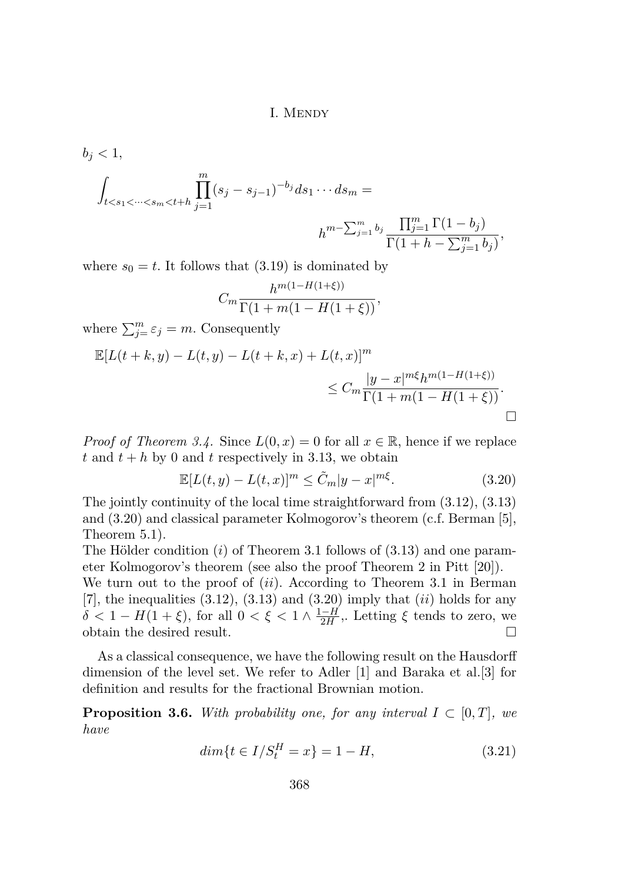$b_j < 1$,

$$\int_{t<s_1<\cdots<s_m<t+h} \prod_{j=1}^{m} (s_j - s_{j-1})^{-b_j} ds_1 \cdots ds_m =$$

$$h^{m-\sum_{j=1}^{m} b_j} \frac{\prod_{j=1}^{m} \Gamma(1-b_j)}{\Gamma(1+h-\sum_{j=1}^{m} b_j)},$$

where $s_0 = t$. It follows that (3.19) is dominated by

$$C_m \frac{h^{m(1-H(1+\xi))}}{\Gamma(1+m(1-H(1+\xi))},$$

where $\sum_{j=}^{m} \varepsilon_j = m$. Consequently

$$\mathbb{E}[L(t+k,y) - L(t,y) - L(t+k,x) + L(t,x)]^m$$
$$\leq C_m \frac{|y-x|^{m\xi} h^{m(1-H(1+\xi))}}{\Gamma(1+m(1-H(1+\xi))}.$$

□

*Proof of Theorem 3.4.* Since $L(0,x) = 0$ for all $x \in \mathbb{R}$, hence if we replace $t$ and $t+h$ by 0 and $t$ respectively in 3.13, we obtain

$$\mathbb{E}[L(t,y) - L(t,x)]^m \leq \tilde{C}_m |y-x|^{m\xi}. \tag{3.20}$$

The jointly continuity of the local time straightforward from (3.12), (3.13) and (3.20) and classical parameter Kolmogorov's theorem (c.f. Berman [5], Theorem 5.1).

The Hölder condition $(i)$ of Theorem 3.1 follows of (3.13) and one parameter Kolmogorov's theorem (see also the proof Theorem 2 in Pitt [20]).

We turn out to the proof of $(ii)$. According to Theorem 3.1 in Berman [7], the inequalities (3.12), (3.13) and (3.20) imply that $(ii)$ holds for any $\delta < 1 - H(1+\xi)$, for all $0 < \xi < 1 \wedge \frac{1-H}{2H}$,. Letting $\xi$ tends to zero, we obtain the desired result. □

As a classical consequence, we have the following result on the Hausdorff dimension of the level set. We refer to Adler [1] and Baraka et al.[3] for definition and results for the fractional Brownian motion.

**Proposition 3.6.** *With probability one, for any interval $I \subset [0,T]$, we have*

$$dim\{t \in I / S_t^H = x\} = 1 - H, \tag{3.21}$$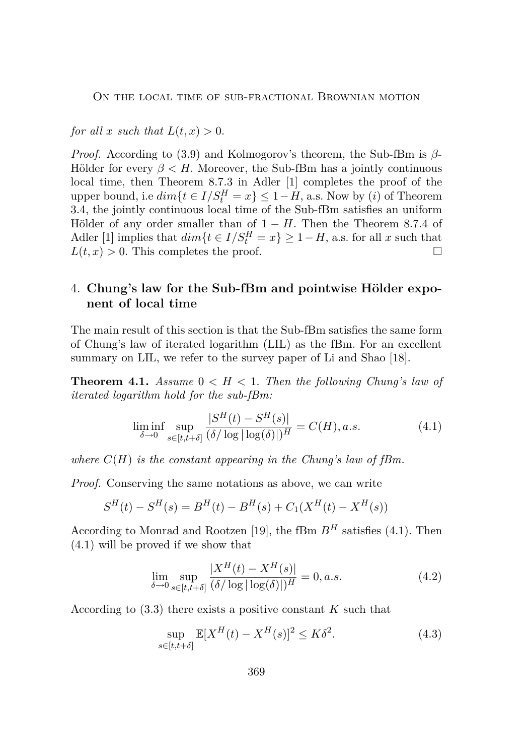*for all $x$ such that $L(t, x) > 0$.*

*Proof.* According to (3.9) and Kolmogorov's theorem, the Sub-fBm is $\beta$-Hölder for every $\beta < H$. Moreover, the Sub-fBm has a jointly continuous local time, then Theorem 8.7.3 in Adler [1] completes the proof of the upper bound, i.e $dim\{t \in I/S_t^H = x\} \leq 1 - H$, a.s. Now by $(i)$ of Theorem 3.4, the jointly continuous local time of the Sub-fBm satisfies an uniform Hölder of any order smaller than of $1 - H$. Then the Theorem 8.7.4 of Adler [1] implies that $dim\{t \in I/S_t^H = x\} \geq 1 - H$, a.s. for all $x$ such that $L(t, x) > 0$. This completes the proof. $\square$

## 4. Chung's law for the Sub-fBm and pointwise Hölder exponent of local time

The main result of this section is that the Sub-fBm satisfies the same form of Chung's law of iterated logarithm (LIL) as the fBm. For an excellent summary on LIL, we refer to the survey paper of Li and Shao [18].

**Theorem 4.1.** *Assume $0 < H < 1$. Then the following Chung's law of iterated logarithm hold for the sub-fBm:*

$$\liminf_{\delta \to 0} \sup_{s \in [t, t+\delta]} \frac{|S^H(t) - S^H(s)|}{(\delta / \log|\log(\delta)|)^H} = C(H), a.s. \tag{4.1}$$

*where $C(H)$ is the constant appearing in the Chung's law of fBm.*

*Proof.* Conserving the same notations as above, we can write

$$S^H(t) - S^H(s) = B^H(t) - B^H(s) + C_1(X^H(t) - X^H(s))$$

According to Monrad and Rootzen [19], the fBm $B^H$ satisfies (4.1). Then (4.1) will be proved if we show that

$$\lim_{\delta \to 0} \sup_{s \in [t, t+\delta]} \frac{|X^H(t) - X^H(s)|}{(\delta / \log|\log(\delta)|)^H} = 0, a.s. \tag{4.2}$$

According to (3.3) there exists a positive constant $K$ such that

$$\sup_{s \in [t, t+\delta]} \mathbb{E}[X^H(t) - X^H(s)]^2 \leq K\delta^2. \tag{4.3}$$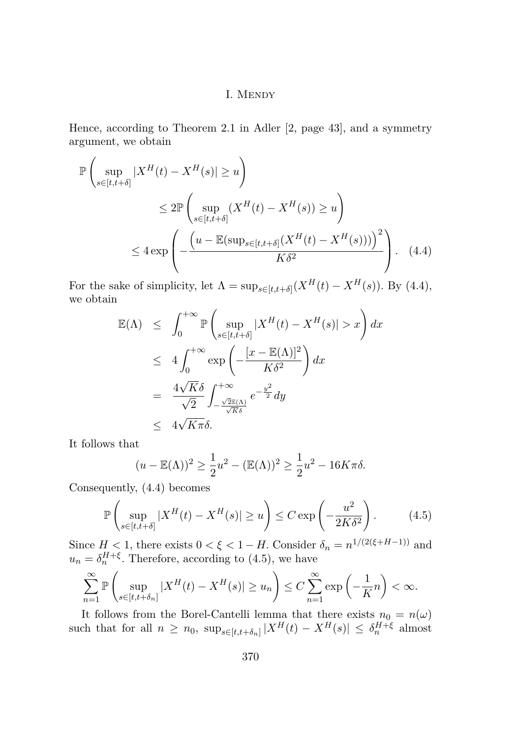Hence, according to Theorem 2.1 in Adler [2, page 43], and a symmetry argument, we obtain

$$
\begin{aligned}
\mathbb{P}&\left(\sup_{s\in[t,t+\delta]}|X^H(t)-X^H(s)|\geq u\right)\\
&\qquad\leq 2\mathbb{P}\left(\sup_{s\in[t,t+\delta]}(X^H(t)-X^H(s))\geq u\right)\\
&\qquad\leq 4\exp\left(-\frac{\left(u-\mathbb{E}(\sup_{s\in[t,t+\delta]}(X^H(t)-X^H(s)))\right)^2}{K\delta^2}\right). \quad (4.4)
\end{aligned}
$$

For the sake of simplicity, let $\Lambda=\sup_{s\in[t,t+\delta]}(X^H(t)-X^H(s))$. By (4.4), we obtain

$$
\begin{aligned}
\mathbb{E}(\Lambda) &\leq \int_0^{+\infty}\mathbb{P}\left(\sup_{s\in[t,t+\delta]}|X^H(t)-X^H(s)|>x\right)dx\\
&\leq 4\int_0^{+\infty}\exp\left(-\frac{[x-\mathbb{E}(\Lambda)]^2}{K\delta^2}\right)dx\\
&= \frac{4\sqrt{K}\delta}{\sqrt{2}}\int_{-\frac{\sqrt{2}\mathbb{E}(\Lambda)}{\sqrt{K}\delta}}^{+\infty}e^{-\frac{y^2}{2}}\,dy\\
&\leq 4\sqrt{K\pi}\delta.
\end{aligned}
$$

It follows that

$$
(u-\mathbb{E}(\Lambda))^2\geq\frac{1}{2}u^2-(\mathbb{E}(\Lambda))^2\geq\frac{1}{2}u^2-16K\pi\delta.
$$

Consequently, (4.4) becomes

$$
\mathbb{P}\left(\sup_{s\in[t,t+\delta]}|X^H(t)-X^H(s)|\geq u\right)\leq C\exp\left(-\frac{u^2}{2K\delta^2}\right). \quad (4.5)
$$

Since $H<1$, there exists $0<\xi<1-H$. Consider $\delta_n=n^{1/(2(\xi+H-1))}$ and $u_n=\delta_n^{H+\xi}$. Therefore, according to (4.5), we have

$$
\sum_{n=1}^{\infty}\mathbb{P}\left(\sup_{s\in[t,t+\delta_n]}|X^H(t)-X^H(s)|\geq u_n\right)\leq C\sum_{n=1}^{\infty}\exp\left(-\frac{1}{K}n\right)<\infty.
$$

It follows from the Borel-Cantelli lemma that there exists $n_0=n(\omega)$ such that for all $n\geq n_0$, $\sup_{s\in[t,t+\delta_n]}|X^H(t)-X^H(s)|\leq\delta_n^{H+\xi}$ almost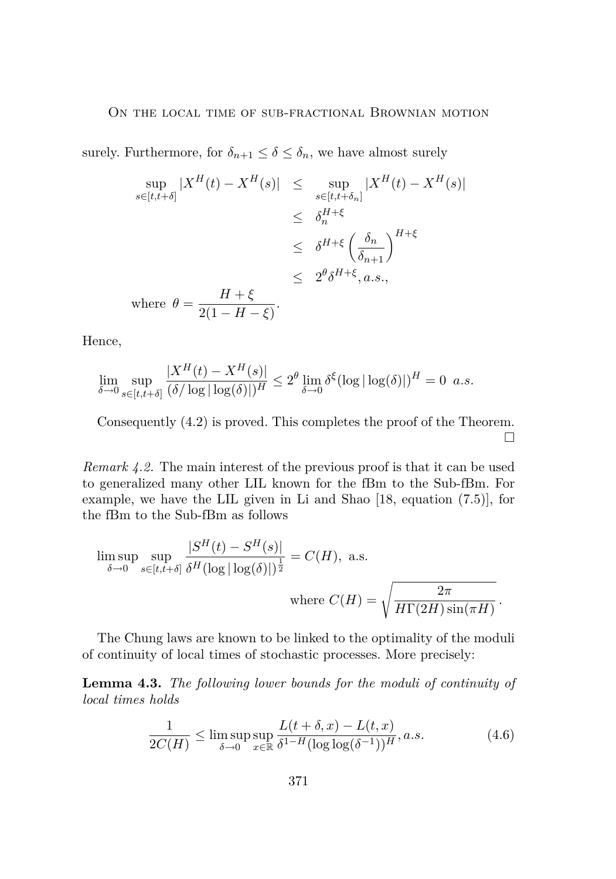surely. Furthermore, for $\delta_{n+1} \leq \delta \leq \delta_n$, we have almost surely

$$
\begin{aligned}
\sup_{s\in[t,t+\delta]} |X^H(t) - X^H(s)| &\leq \sup_{s\in[t,t+\delta_n]} |X^H(t) - X^H(s)| \\
&\leq \delta_n^{H+\xi} \\
&\leq \delta^{H+\xi} \left(\frac{\delta_n}{\delta_{n+1}}\right)^{H+\xi} \\
&\leq 2^\theta \delta^{H+\xi}, a.s.,
\end{aligned}
$$

where $\theta = \dfrac{H+\xi}{2(1-H-\xi)}$.

Hence,

$$
\lim_{\delta\to 0} \sup_{s\in[t,t+\delta]} \frac{|X^H(t) - X^H(s)|}{(\delta/\log|\log(\delta)|)^H} \leq 2^\theta \lim_{\delta\to 0} \delta^\xi (\log|\log(\delta)|)^H = 0 \ \ a.s.
$$

Consequently (4.2) is proved. This completes the proof of the Theorem. □

*Remark 4.2.* The main interest of the previous proof is that it can be used to generalized many other LIL known for the fBm to the Sub-fBm. For example, we have the LIL given in Li and Shao [18, equation (7.5)], for the fBm to the Sub-fBm as follows

$$
\limsup_{\delta\to 0} \sup_{s\in[t,t+\delta]} \frac{|S^H(t) - S^H(s)|}{\delta^H (\log|\log(\delta)|)^{\frac{1}{2}}} = C(H), \text{ a.s.}
$$

$$
\text{where } C(H) = \sqrt{\frac{2\pi}{H\Gamma(2H)\sin(\pi H)}}.
$$

The Chung laws are known to be linked to the optimality of the moduli of continuity of local times of stochastic processes. More precisely:

**Lemma 4.3.** *The following lower bounds for the moduli of continuity of local times holds*

$$
\frac{1}{2C(H)} \leq \limsup_{\delta\to 0} \sup_{x\in\mathbb{R}} \frac{L(t+\delta,x) - L(t,x)}{\delta^{1-H}(\log\log(\delta^{-1}))^H}, a.s. \tag{4.6}
$$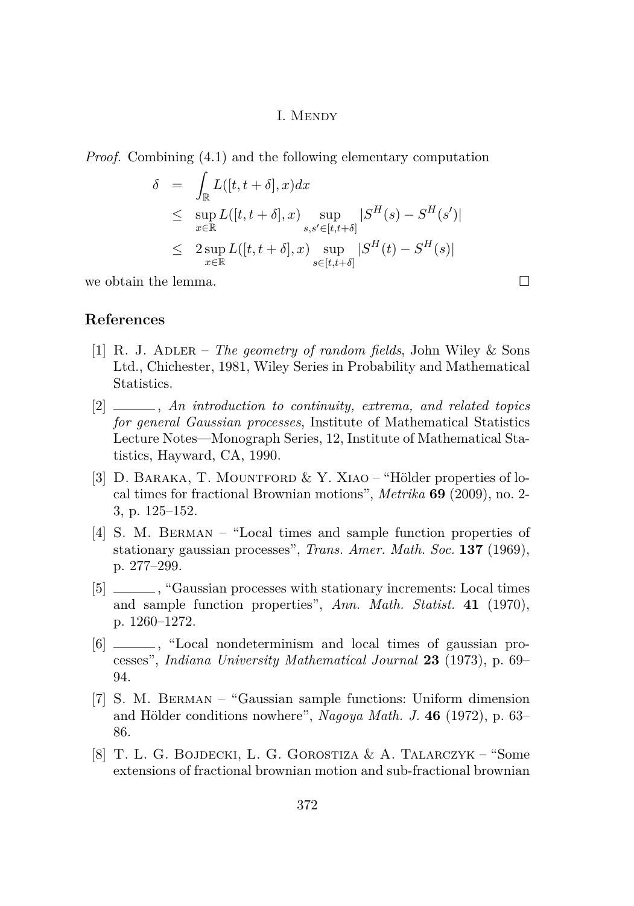*Proof.* Combining (4.1) and the following elementary computation

$$
\begin{aligned}
\delta &= \int_{\mathbb{R}} L([t,t+\delta],x)dx \\
&\leq \sup_{x\in\mathbb{R}} L([t,t+\delta],x) \sup_{s,s'\in[t,t+\delta]} |S^H(s) - S^H(s')| \\
&\leq 2\sup_{x\in\mathbb{R}} L([t,t+\delta],x) \sup_{s\in[t,t+\delta]} |S^H(t) - S^H(s)|
\end{aligned}
$$

we obtain the lemma. □

## References

[1] R. J. Adler – *The geometry of random fields*, John Wiley & Sons Ltd., Chichester, 1981, Wiley Series in Probability and Mathematical Statistics.

[2] ———, *An introduction to continuity, extrema, and related topics for general Gaussian processes*, Institute of Mathematical Statistics Lecture Notes—Monograph Series, 12, Institute of Mathematical Statistics, Hayward, CA, 1990.

[3] D. Baraka, T. Mountford & Y. Xiao – "Hölder properties of local times for fractional Brownian motions", *Metrika* **69** (2009), no. 2-3, p. 125–152.

[4] S. M. Berman – "Local times and sample function properties of stationary gaussian processes", *Trans. Amer. Math. Soc.* **137** (1969), p. 277–299.

[5] ———, "Gaussian processes with stationary increments: Local times and sample function properties", *Ann. Math. Statist.* **41** (1970), p. 1260–1272.

[6] ———, "Local nondeterminism and local times of gaussian processes", *Indiana University Mathematical Journal* **23** (1973), p. 69–94.

[7] S. M. Berman – "Gaussian sample functions: Uniform dimension and Hölder conditions nowhere", *Nagoya Math. J.* **46** (1972), p. 63–86.

[8] T. L. G. Bojdecki, L. G. Gorostiza & A. Talarczyk – "Some extensions of fractional brownian motion and sub-fractional brownian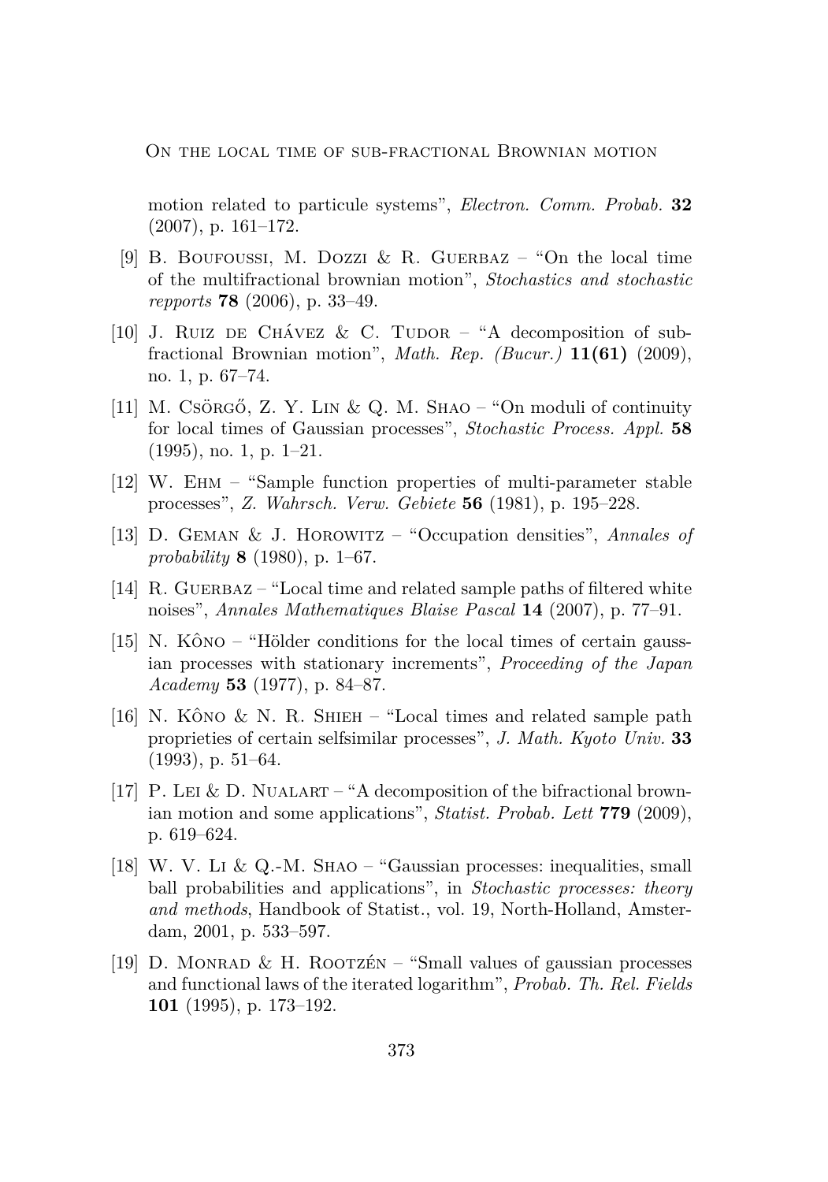motion related to particule systems", *Electron. Comm. Probab.* **32** (2007), p. 161–172.

[9] B. Boufoussi, M. Dozzi & R. Guerbaz – "On the local time of the multifractional brownian motion", *Stochastics and stochastic repports* **78** (2006), p. 33–49.

[10] J. Ruiz de Chávez & C. Tudor – "A decomposition of sub-fractional Brownian motion", *Math. Rep. (Bucur.)* **11(61)** (2009), no. 1, p. 67–74.

[11] M. Csörgő, Z. Y. Lin & Q. M. Shao – "On moduli of continuity for local times of Gaussian processes", *Stochastic Process. Appl.* **58** (1995), no. 1, p. 1–21.

[12] W. Ehm – "Sample function properties of multi-parameter stable processes", *Z. Wahrsch. Verw. Gebiete* **56** (1981), p. 195–228.

[13] D. Geman & J. Horowitz – "Occupation densities", *Annales of probability* **8** (1980), p. 1–67.

[14] R. Guerbaz – "Local time and related sample paths of filtered white noises", *Annales Mathematiques Blaise Pascal* **14** (2007), p. 77–91.

[15] N. Kôno – "Hölder conditions for the local times of certain gaussian processes with stationary increments", *Proceeding of the Japan Academy* **53** (1977), p. 84–87.

[16] N. Kôno & N. R. Shieh – "Local times and related sample path proprieties of certain selfsimilar processes", *J. Math. Kyoto Univ.* **33** (1993), p. 51–64.

[17] P. Lei & D. Nualart – "A decomposition of the bifractional brownian motion and some applications", *Statist. Probab. Lett* **779** (2009), p. 619–624.

[18] W. V. Li & Q.-M. Shao – "Gaussian processes: inequalities, small ball probabilities and applications", in *Stochastic processes: theory and methods*, Handbook of Statist., vol. 19, North-Holland, Amsterdam, 2001, p. 533–597.

[19] D. Monrad & H. Rootzén – "Small values of gaussian processes and functional laws of the iterated logarithm", *Probab. Th. Rel. Fields* **101** (1995), p. 173–192.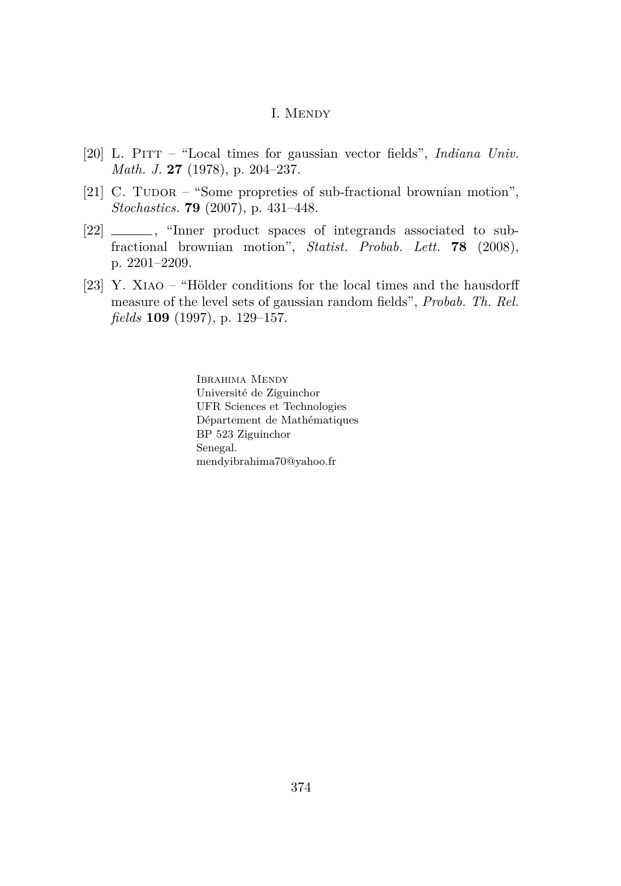[20] L. Pitt – "Local times for gaussian vector fields", *Indiana Univ. Math. J.* **27** (1978), p. 204–237.

[21] C. Tudor – "Some propreties of sub-fractional brownian motion", *Stochastics.* **79** (2007), p. 431–448.

[22] ______, "Inner product spaces of integrands associated to sub-fractional brownian motion", *Statist. Probab. Lett.* **78** (2008), p. 2201–2209.

[23] Y. Xiao – "Hölder conditions for the local times and the hausdorff measure of the level sets of gaussian random fields", *Probab. Th. Rel. fields* **109** (1997), p. 129–157.

Ibrahima Mendy
Université de Ziguinchor
UFR Sciences et Technologies
Département de Mathématiques
BP 523 Ziguinchor
Senegal.
mendyibrahima70@yahoo.fr